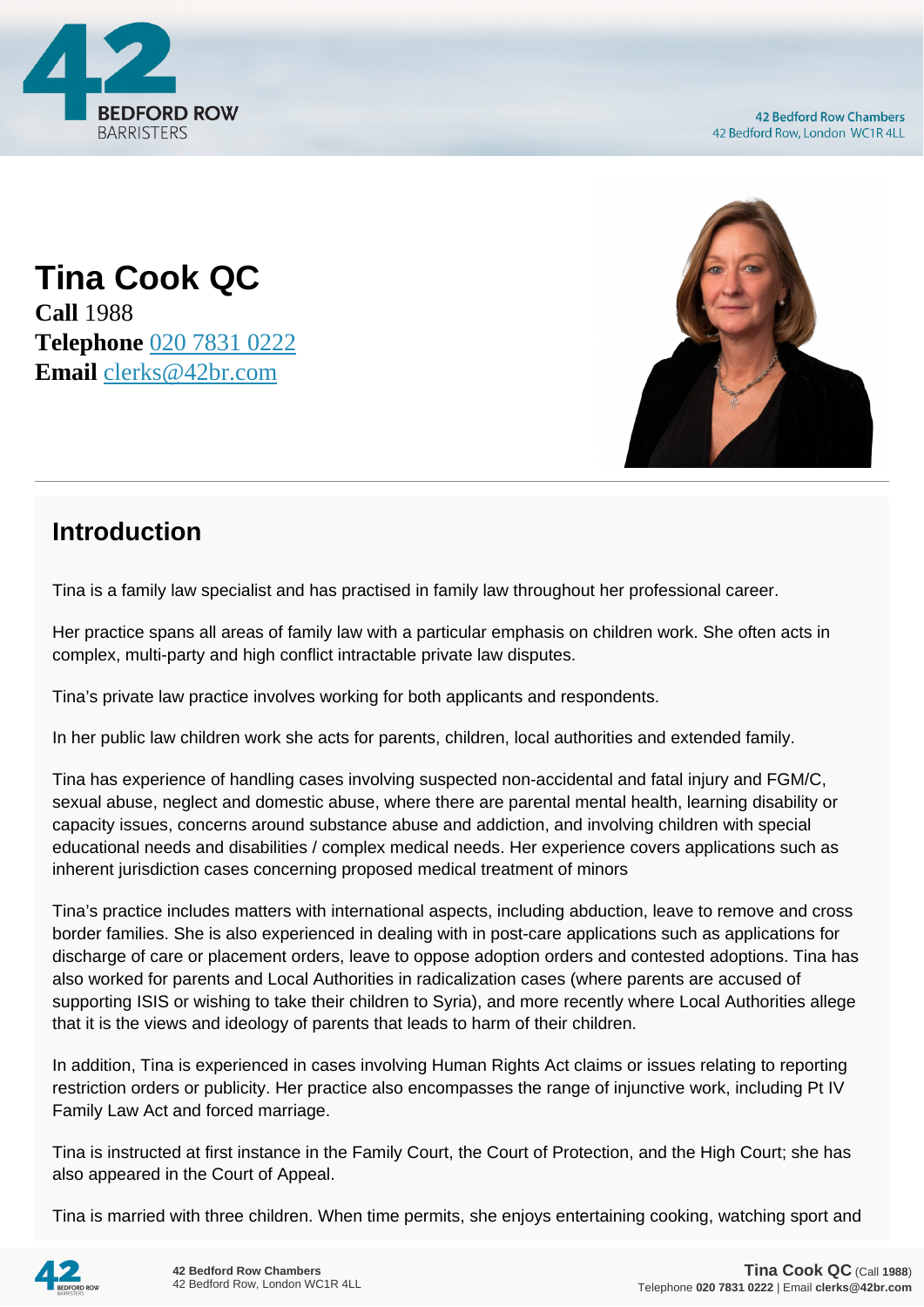# Tina Cook QC

**Call** 1988
**Telephone** 020 7831 0222
**Email** clerks@42br.com

## Introduction

Tina is a family law specialist and has practised in family law throughout her professional career.

Her practice spans all areas of family law with a particular emphasis on children work. She often acts in complex, multi-party and high conflict intractable private law disputes.

Tina's private law practice involves working for both applicants and respondents.

In her public law children work she acts for parents, children, local authorities and extended family.

Tina has experience of handling cases involving suspected non-accidental and fatal injury and FGM/C, sexual abuse, neglect and domestic abuse, where there are parental mental health, learning disability or capacity issues, concerns around substance abuse and addiction, and involving children with special educational needs and disabilities / complex medical needs. Her experience covers applications such as inherent jurisdiction cases concerning proposed medical treatment of minors

Tina's practice includes matters with international aspects, including abduction, leave to remove and cross border families. She is also experienced in dealing with in post-care applications such as applications for discharge of care or placement orders, leave to oppose adoption orders and contested adoptions. Tina has also worked for parents and Local Authorities in radicalization cases (where parents are accused of supporting ISIS or wishing to take their children to Syria), and more recently where Local Authorities allege that it is the views and ideology of parents that leads to harm of their children.

In addition, Tina is experienced in cases involving Human Rights Act claims or issues relating to reporting restriction orders or publicity. Her practice also encompasses the range of injunctive work, including Pt IV Family Law Act and forced marriage.

Tina is instructed at first instance in the Family Court, the Court of Protection, and the High Court; she has also appeared in the Court of Appeal.

Tina is married with three children. When time permits, she enjoys entertaining cooking, watching sport and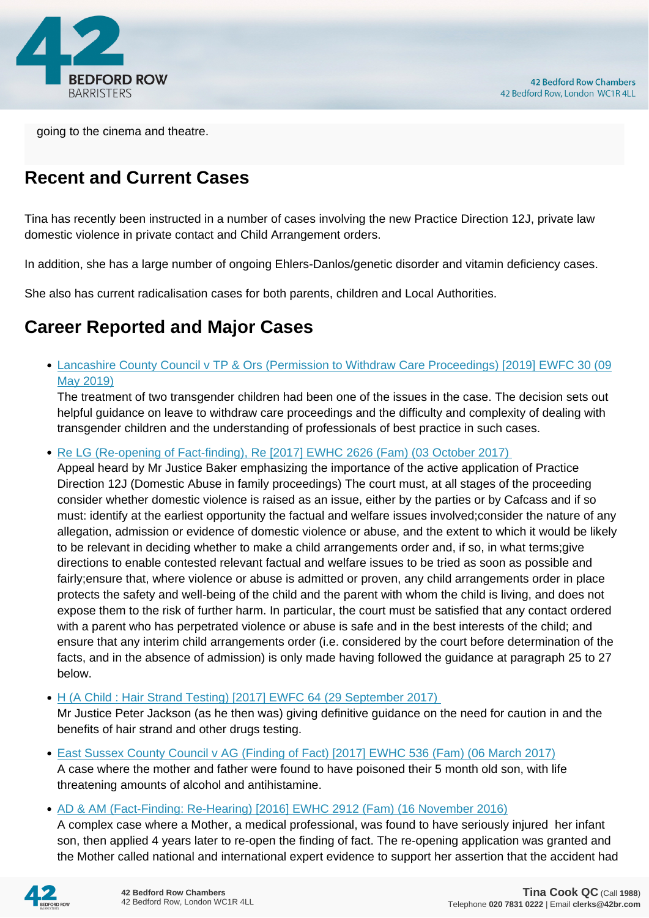going to the cinema and theatre.

## Recent and Current Cases

Tina has recently been instructed in a number of cases involving the new Practice Direction 12J, private law domestic violence in private contact and Child Arrangement orders.

In addition, she has a large number of ongoing Ehlers-Danlos/genetic disorder and vitamin deficiency cases.

She also has current radicalisation cases for both parents, children and Local Authorities.

## Career Reported and Major Cases

- Lancashire County Council v TP & Ors (Permission to Withdraw Care Proceedings) [2019] EWFC 30 (09 May 2019)
  The treatment of two transgender children had been one of the issues in the case. The decision sets out helpful guidance on leave to withdraw care proceedings and the difficulty and complexity of dealing with transgender children and the understanding of professionals of best practice in such cases.
- Re LG (Re-opening of Fact-finding), Re [2017] EWHC 2626 (Fam) (03 October 2017)
  Appeal heard by Mr Justice Baker emphasizing the importance of the active application of Practice Direction 12J (Domestic Abuse in family proceedings) The court must, at all stages of the proceeding consider whether domestic violence is raised as an issue, either by the parties or by Cafcass and if so must: identify at the earliest opportunity the factual and welfare issues involved;consider the nature of any allegation, admission or evidence of domestic violence or abuse, and the extent to which it would be likely to be relevant in deciding whether to make a child arrangements order and, if so, in what terms;give directions to enable contested relevant factual and welfare issues to be tried as soon as possible and fairly;ensure that, where violence or abuse is admitted or proven, any child arrangements order in place protects the safety and well-being of the child and the parent with whom the child is living, and does not expose them to the risk of further harm. In particular, the court must be satisfied that any contact ordered with a parent who has perpetrated violence or abuse is safe and in the best interests of the child; and ensure that any interim child arrangements order (i.e. considered by the court before determination of the facts, and in the absence of admission) is only made having followed the guidance at paragraph 25 to 27 below.
- H (A Child : Hair Strand Testing) [2017] EWFC 64 (29 September 2017)
  Mr Justice Peter Jackson (as he then was) giving definitive guidance on the need for caution in and the benefits of hair strand and other drugs testing.
- East Sussex County Council v AG (Finding of Fact) [2017] EWHC 536 (Fam) (06 March 2017)
  A case where the mother and father were found to have poisoned their 5 month old son, with life threatening amounts of alcohol and antihistamine.
- AD & AM (Fact-Finding: Re-Hearing) [2016] EWHC 2912 (Fam) (16 November 2016)
  A complex case where a Mother, a medical professional, was found to have seriously injured her infant son, then applied 4 years later to re-open the finding of fact. The re-opening application was granted and the Mother called national and international expert evidence to support her assertion that the accident had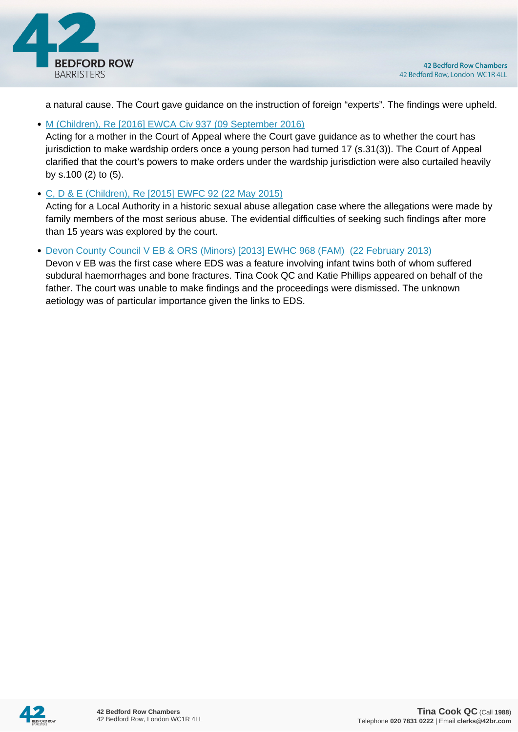a natural cause. The Court gave guidance on the instruction of foreign “experts”. The findings were upheld.

- M (Children), Re [2016] EWCA Civ 937 (09 September 2016)
  Acting for a mother in the Court of Appeal where the Court gave guidance as to whether the court has jurisdiction to make wardship orders once a young person had turned 17 (s.31(3)). The Court of Appeal clarified that the court’s powers to make orders under the wardship jurisdiction were also curtailed heavily by s.100 (2) to (5).
- C, D & E (Children), Re [2015] EWFC 92 (22 May 2015)
  Acting for a Local Authority in a historic sexual abuse allegation case where the allegations were made by family members of the most serious abuse. The evidential difficulties of seeking such findings after more than 15 years was explored by the court.
- Devon County Council V EB & ORS (Minors) [2013] EWHC 968 (FAM) (22 February 2013)
  Devon v EB was the first case where EDS was a feature involving infant twins both of whom suffered subdural haemorrhages and bone fractures. Tina Cook QC and Katie Phillips appeared on behalf of the father. The court was unable to make findings and the proceedings were dismissed. The unknown aetiology was of particular importance given the links to EDS.